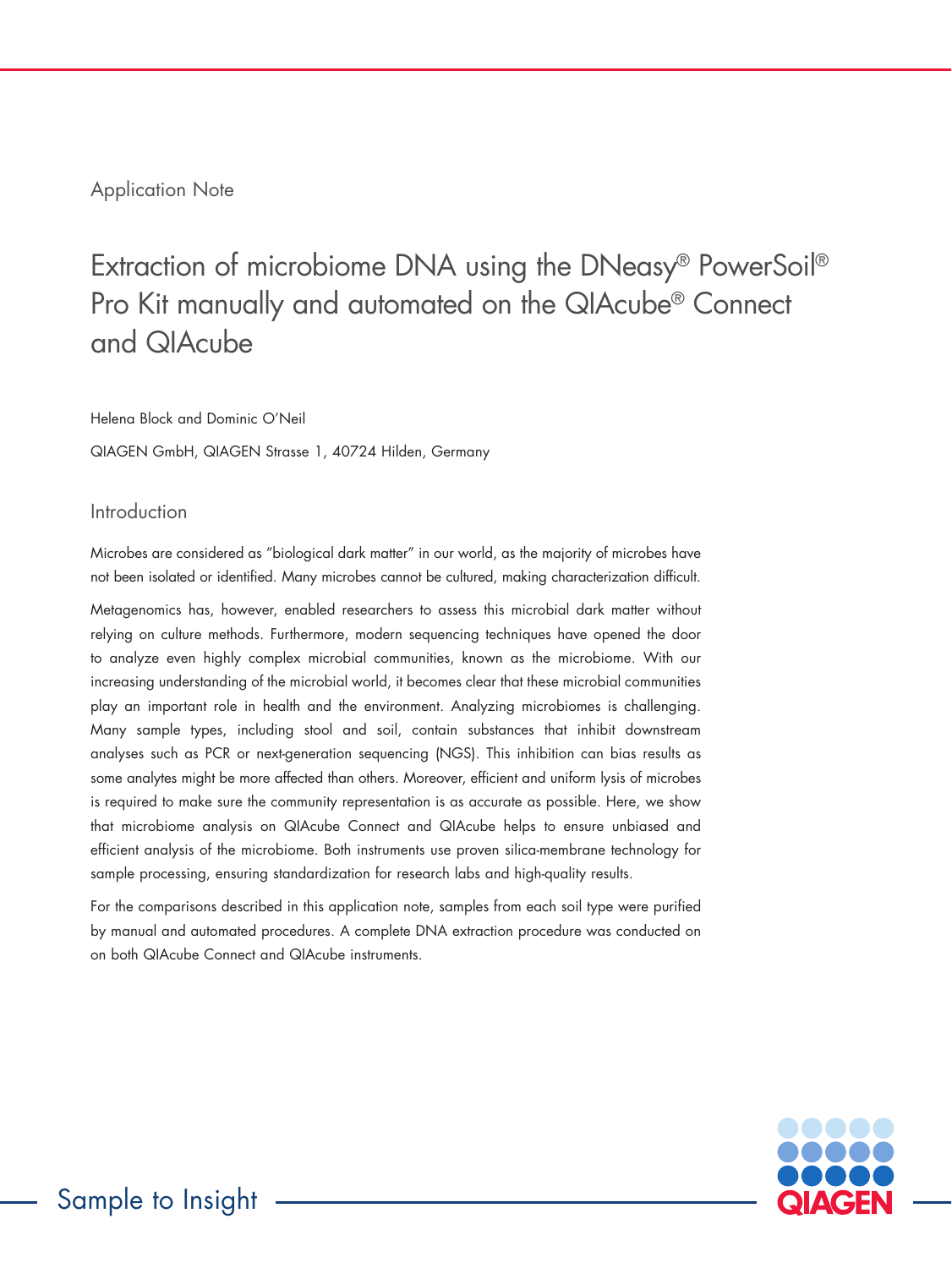Application Note

# Extraction of microbiome DNA using the DNeasy® PowerSoil® Pro Kit manually and automated on the QIAcube® Connect and QIAcube

Helena Block and Dominic O'Neil

QIAGEN GmbH, QIAGEN Strasse 1, 40724 Hilden, Germany

## Introduction

Microbes are considered as "biological dark matter" in our world, as the majority of microbes have not been isolated or identified. Many microbes cannot be cultured, making characterization difficult.

Metagenomics has, however, enabled researchers to assess this microbial dark matter without relying on culture methods. Furthermore, modern sequencing techniques have opened the door to analyze even highly complex microbial communities, known as the microbiome. With our increasing understanding of the microbial world, it becomes clear that these microbial communities play an important role in health and the environment. Analyzing microbiomes is challenging. Many sample types, including stool and soil, contain substances that inhibit downstream analyses such as PCR or next-generation sequencing (NGS). This inhibition can bias results as some analytes might be more affected than others. Moreover, efficient and uniform lysis of microbes is required to make sure the community representation is as accurate as possible. Here, we show that microbiome analysis on QIAcube Connect and QIAcube helps to ensure unbiased and efficient analysis of the microbiome. Both instruments use proven silica-membrane technology for sample processing, ensuring standardization for research labs and high-quality results.

For the comparisons described in this application note, samples from each soil type were purified by manual and automated procedures. A complete DNA extraction procedure was conducted on on both QIAcube Connect and QIAcube instruments.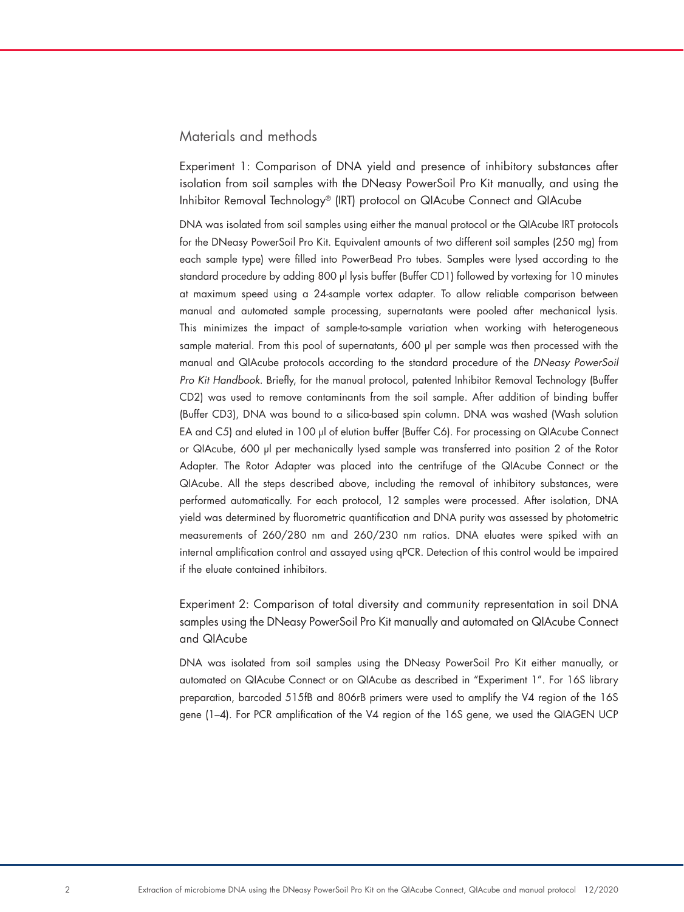## Materials and methods

### Experiment 1: Comparison of DNA yield and presence of inhibitory substances after isolation from soil samples with the DNeasy PowerSoil Pro Kit manually, and using the Inhibitor Removal Technology® (IRT) protocol on QIAcube Connect and QIAcube

DNA was isolated from soil samples using either the manual protocol or the QIAcube IRT protocols for the DNeasy PowerSoil Pro Kit. Equivalent amounts of two different soil samples (250 mg) from each sample type) were filled into PowerBead Pro tubes. Samples were lysed according to the standard procedure by adding 800 µl lysis buffer (Buffer CD1) followed by vortexing for 10 minutes at maximum speed using a 24-sample vortex adapter. To allow reliable comparison between manual and automated sample processing, supernatants were pooled after mechanical lysis. This minimizes the impact of sample-to-sample variation when working with heterogeneous sample material. From this pool of supernatants, 600 µl per sample was then processed with the manual and QIAcube protocols according to the standard procedure of the *DNeasy PowerSoil Pro Kit Handbook*. Briefly, for the manual protocol, patented Inhibitor Removal Technology (Buffer CD2) was used to remove contaminants from the soil sample. After addition of binding buffer (Buffer CD3), DNA was bound to a silica-based spin column. DNA was washed (Wash solution EA and C5) and eluted in 100 µl of elution buffer (Buffer C6). For processing on QIAcube Connect or QIAcube, 600 µl per mechanically lysed sample was transferred into position 2 of the Rotor Adapter. The Rotor Adapter was placed into the centrifuge of the QIAcube Connect or the QIAcube. All the steps described above, including the removal of inhibitory substances, were performed automatically. For each protocol, 12 samples were processed. After isolation, DNA yield was determined by fluorometric quantification and DNA purity was assessed by photometric measurements of 260/280 nm and 260/230 nm ratios. DNA eluates were spiked with an internal amplification control and assayed using qPCR. Detection of this control would be impaired if the eluate contained inhibitors.

### Experiment 2: Comparison of total diversity and community representation in soil DNA samples using the DNeasy PowerSoil Pro Kit manually and automated on QIAcube Connect and QIAcube

DNA was isolated from soil samples using the DNeasy PowerSoil Pro Kit either manually, or automated on QIAcube Connect or on QIAcube as described in "Experiment 1". For 16S library preparation, barcoded 515fB and 806rB primers were used to amplify the V4 region of the 16S gene (1–4). For PCR amplification of the V4 region of the 16S gene, we used the QIAGEN UCP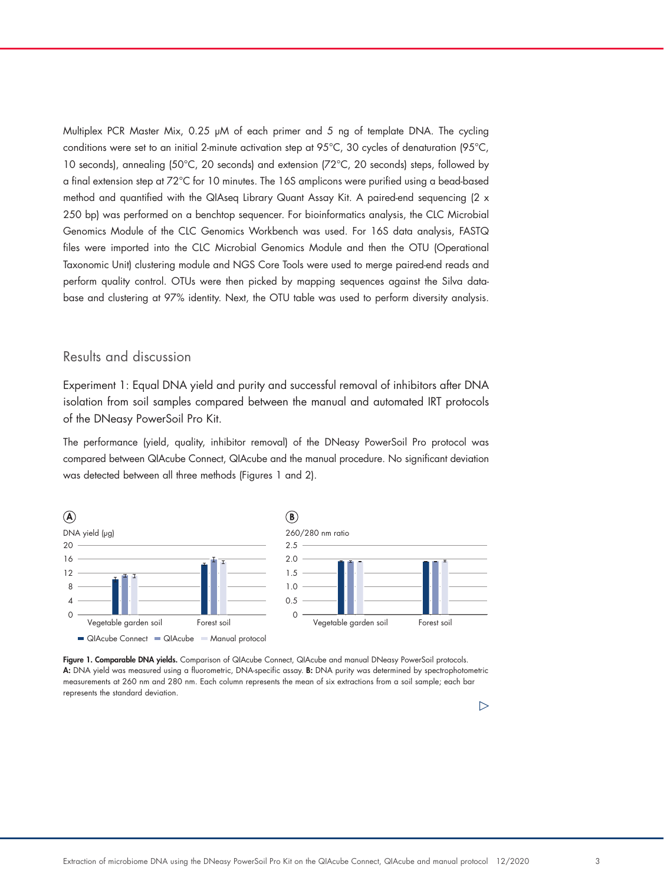Multiplex PCR Master Mix, 0.25 µM of each primer and 5 ng of template DNA. The cycling conditions were set to an initial 2-minute activation step at 95°C, 30 cycles of denaturation (95°C, 10 seconds), annealing (50°C, 20 seconds) and extension (72°C, 20 seconds) steps, followed by a final extension step at 72°C for 10 minutes. The 16S amplicons were purified using a bead-based method and quantified with the QIAseq Library Quant Assay Kit. A paired-end sequencing (2 x 250 bp) was performed on a benchtop sequencer. For bioinformatics analysis, the CLC Microbial Genomics Module of the CLC Genomics Workbench was used. For 16S data analysis, FASTQ files were imported into the CLC Microbial Genomics Module and then the OTU (Operational Taxonomic Unit) clustering module and NGS Core Tools were used to merge paired-end reads and perform quality control. OTUs were then picked by mapping sequences against the Silva database and clustering at 97% identity. Next, the OTU table was used to perform diversity analysis.

## Results and discussion

Experiment 1: Equal DNA yield and purity and successful removal of inhibitors after DNA isolation from soil samples compared between the manual and automated IRT protocols of the DNeasy PowerSoil Pro Kit.

The performance (yield, quality, inhibitor removal) of the DNeasy PowerSoil Pro protocol was compared between QIAcube Connect, QIAcube and the manual procedure. No significant deviation was detected between all three methods (Figures 1 and 2).

**Figure 1. Comparable DNA yields.** Comparison of QIAcube Connect, QIAcube and manual DNeasy PowerSoil protocols. **A:** DNA yield was measured using a fluorometric, DNA-specific assay. **B:** DNA purity was determined by spectrophotometric measurements at 260 nm and 280 nm. Each column represents the mean of six extractions from a soil sample; each bar represents the standard deviation.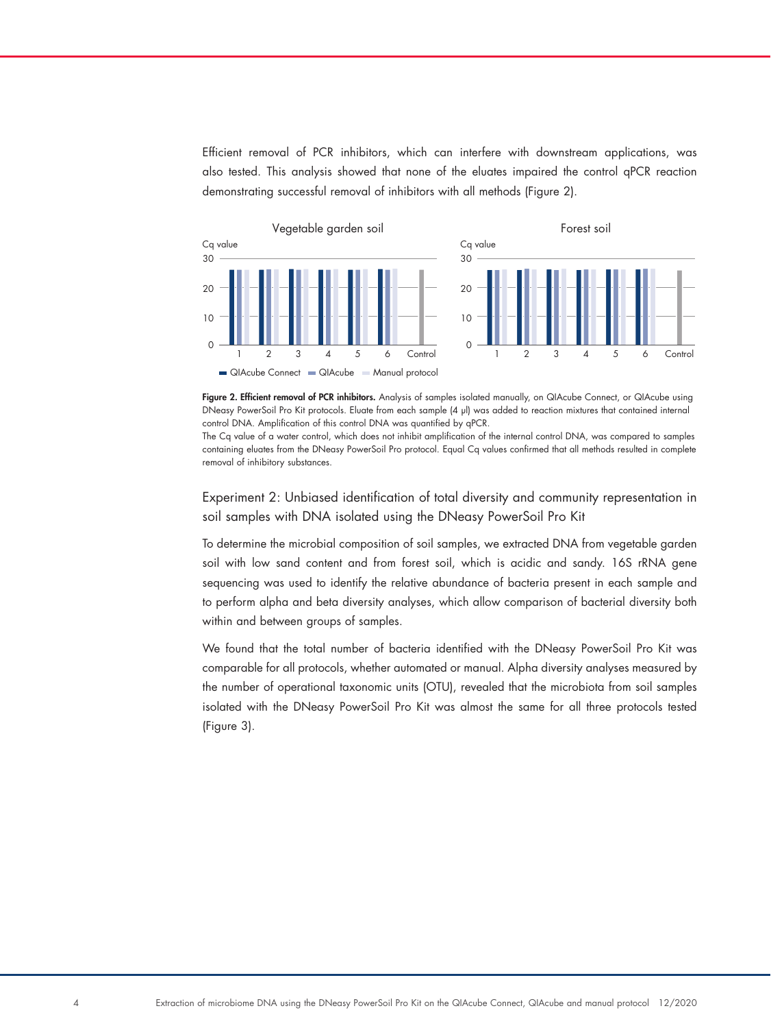Efficient removal of PCR inhibitors, which can interfere with downstream applications, was also tested. This analysis showed that none of the eluates impaired the control qPCR reaction demonstrating successful removal of inhibitors with all methods (Figure 2).

**Figure 2. Efficient removal of PCR inhibitors.** Analysis of samples isolated manually, on QIAcube Connect, or QIAcube using DNeasy PowerSoil Pro Kit protocols. Eluate from each sample (4 µl) was added to reaction mixtures that contained internal control DNA. Amplification of this control DNA was quantified by qPCR.
The Cq value of a water control, which does not inhibit amplification of the internal control DNA, was compared to samples containing eluates from the DNeasy PowerSoil Pro protocol. Equal Cq values confirmed that all methods resulted in complete removal of inhibitory substances.

## Experiment 2: Unbiased identification of total diversity and community representation in soil samples with DNA isolated using the DNeasy PowerSoil Pro Kit

To determine the microbial composition of soil samples, we extracted DNA from vegetable garden soil with low sand content and from forest soil, which is acidic and sandy. 16S rRNA gene sequencing was used to identify the relative abundance of bacteria present in each sample and to perform alpha and beta diversity analyses, which allow comparison of bacterial diversity both within and between groups of samples.

We found that the total number of bacteria identified with the DNeasy PowerSoil Pro Kit was comparable for all protocols, whether automated or manual. Alpha diversity analyses measured by the number of operational taxonomic units (OTU), revealed that the microbiota from soil samples isolated with the DNeasy PowerSoil Pro Kit was almost the same for all three protocols tested (Figure 3).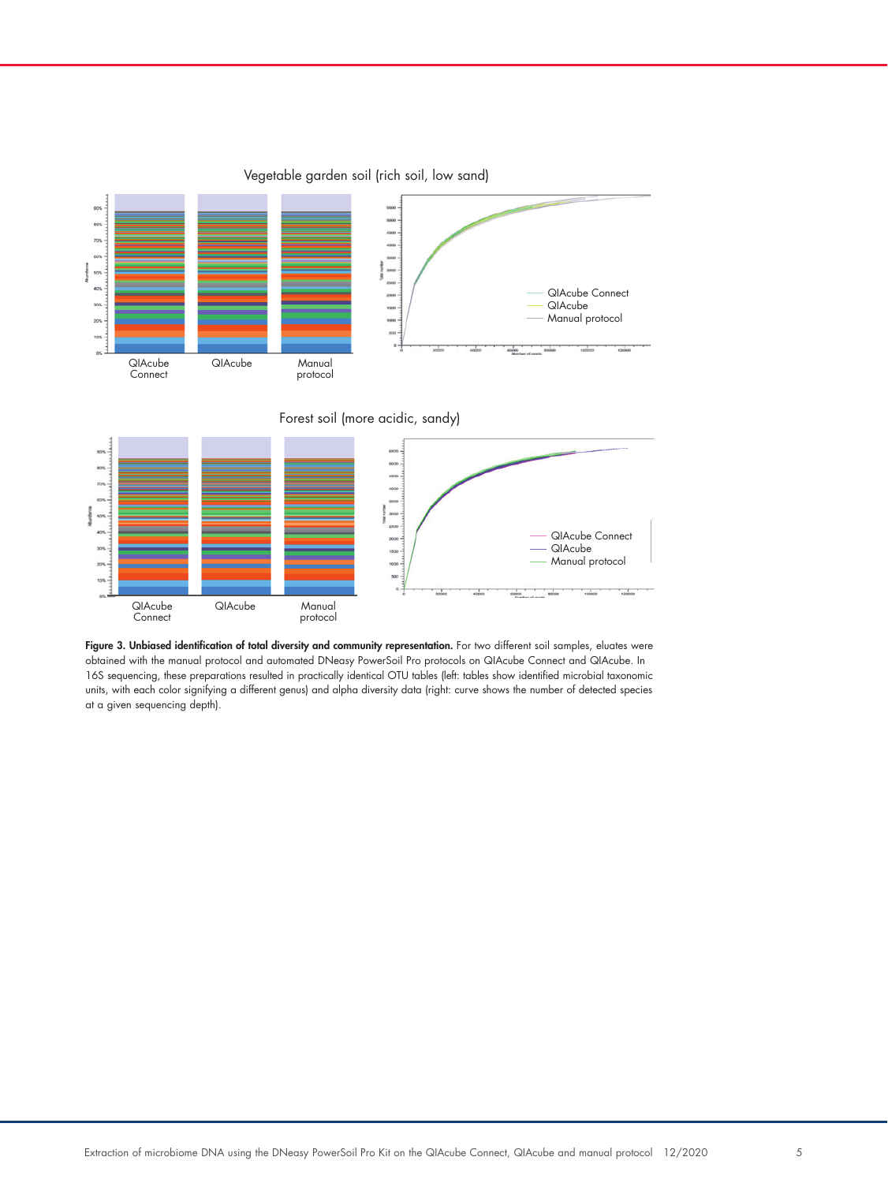Vegetable garden soil (rich soil, low sand)

QIAcube Connect | QIAcube | Manual protocol

QIAcube Connect
QIAcube
Manual protocol

Forest soil (more acidic, sandy)

QIAcube Connect | QIAcube | Manual protocol

QIAcube Connect
QIAcube
Manual protocol

**Figure 3. Unbiased identification of total diversity and community representation.** For two different soil samples, eluates were obtained with the manual protocol and automated DNeasy PowerSoil Pro protocols on QIAcube Connect and QIAcube. In 16S sequencing, these preparations resulted in practically identical OTU tables (left: tables show identified microbial taxonomic units, with each color signifying a different genus) and alpha diversity data (right: curve shows the number of detected species at a given sequencing depth).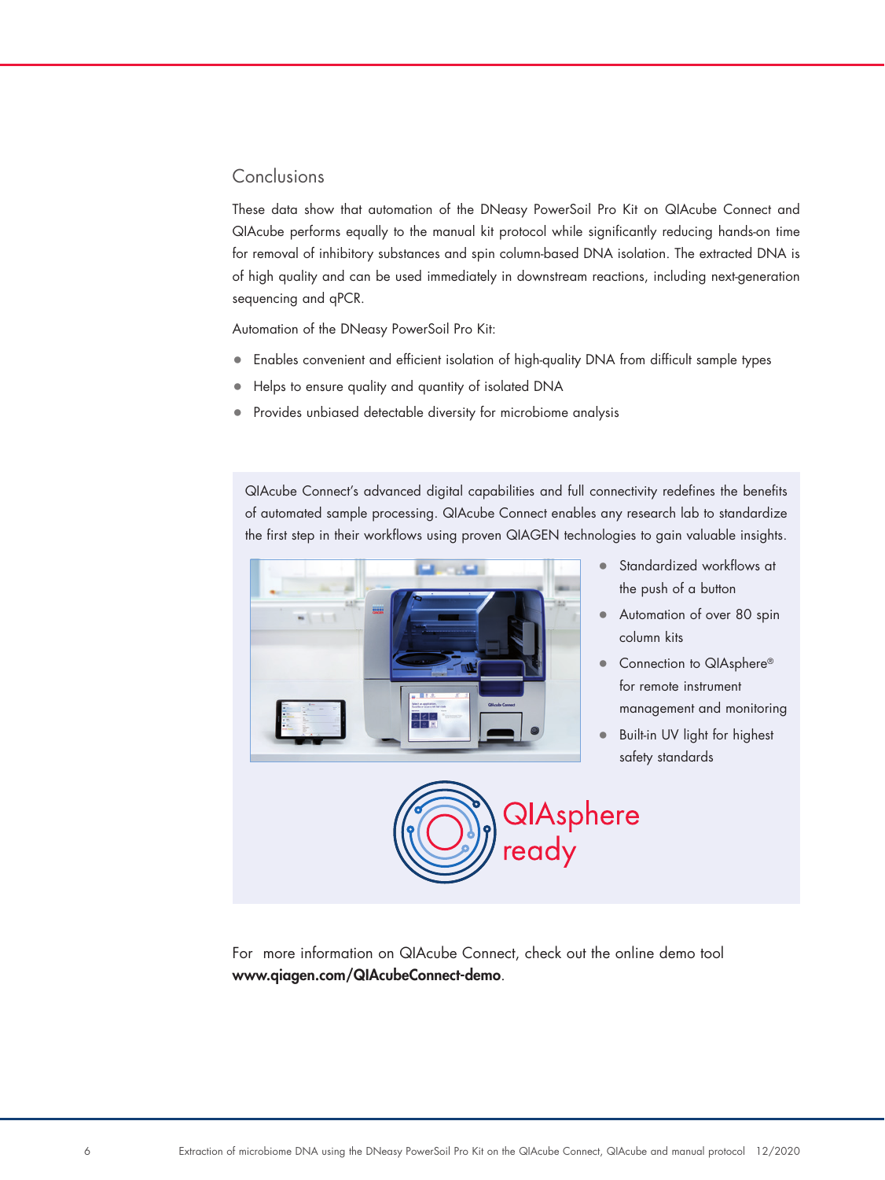## Conclusions

These data show that automation of the DNeasy PowerSoil Pro Kit on QIAcube Connect and QIAcube performs equally to the manual kit protocol while significantly reducing hands-on time for removal of inhibitory substances and spin column-based DNA isolation. The extracted DNA is of high quality and can be used immediately in downstream reactions, including next-generation sequencing and qPCR.

Automation of the DNeasy PowerSoil Pro Kit:

- Enables convenient and efficient isolation of high-quality DNA from difficult sample types
- Helps to ensure quality and quantity of isolated DNA
- Provides unbiased detectable diversity for microbiome analysis

QIAcube Connect's advanced digital capabilities and full connectivity redefines the benefits of automated sample processing. QIAcube Connect enables any research lab to standardize the first step in their workflows using proven QIAGEN technologies to gain valuable insights.

- Standardized workflows at the push of a button
- Automation of over 80 spin column kits
- Connection to QIAsphere® for remote instrument management and monitoring
- Built-in UV light for highest safety standards

QIAsphere ready

For more information on QIAcube Connect, check out the online demo tool **www.qiagen.com/QIAcubeConnect-demo**.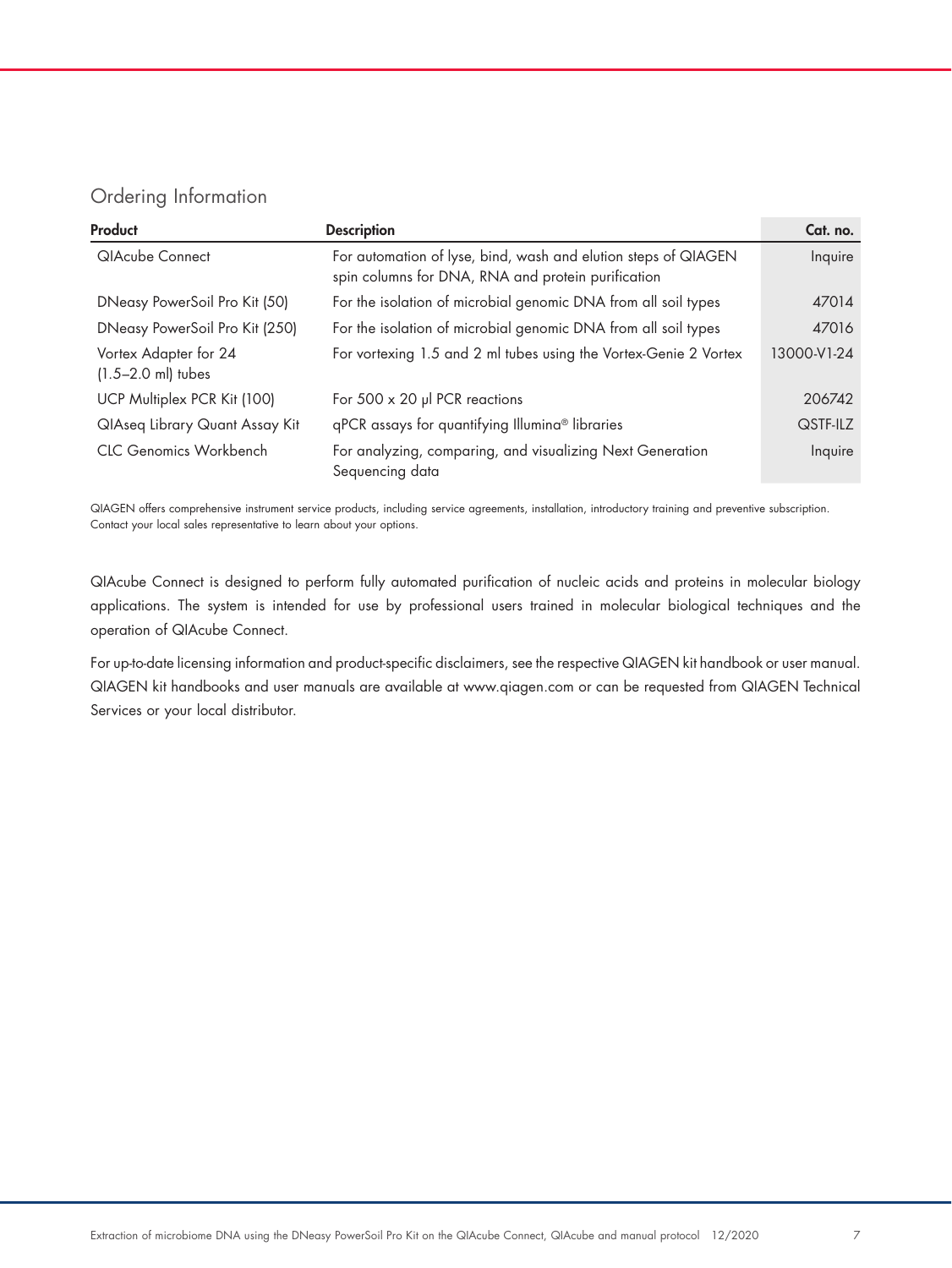## Ordering Information

| Product | Description | Cat. no. |
|---|---|---|
| QIAcube Connect | For automation of lyse, bind, wash and elution steps of QIAGEN spin columns for DNA, RNA and protein purification | Inquire |
| DNeasy PowerSoil Pro Kit (50) | For the isolation of microbial genomic DNA from all soil types | 47014 |
| DNeasy PowerSoil Pro Kit (250) | For the isolation of microbial genomic DNA from all soil types | 47016 |
| Vortex Adapter for 24 (1.5–2.0 ml) tubes | For vortexing 1.5 and 2 ml tubes using the Vortex-Genie 2 Vortex | 13000-V1-24 |
| UCP Multiplex PCR Kit (100) | For 500 x 20 µl PCR reactions | 206742 |
| QIAseq Library Quant Assay Kit | qPCR assays for quantifying Illumina® libraries | QSTF-ILZ |
| CLC Genomics Workbench | For analyzing, comparing, and visualizing Next Generation Sequencing data | Inquire |

QIAGEN offers comprehensive instrument service products, including service agreements, installation, introductory training and preventive subscription. Contact your local sales representative to learn about your options.

QIAcube Connect is designed to perform fully automated purification of nucleic acids and proteins in molecular biology applications. The system is intended for use by professional users trained in molecular biological techniques and the operation of QIAcube Connect.

For up-to-date licensing information and product-specific disclaimers, see the respective QIAGEN kit handbook or user manual. QIAGEN kit handbooks and user manuals are available at www.qiagen.com or can be requested from QIAGEN Technical Services or your local distributor.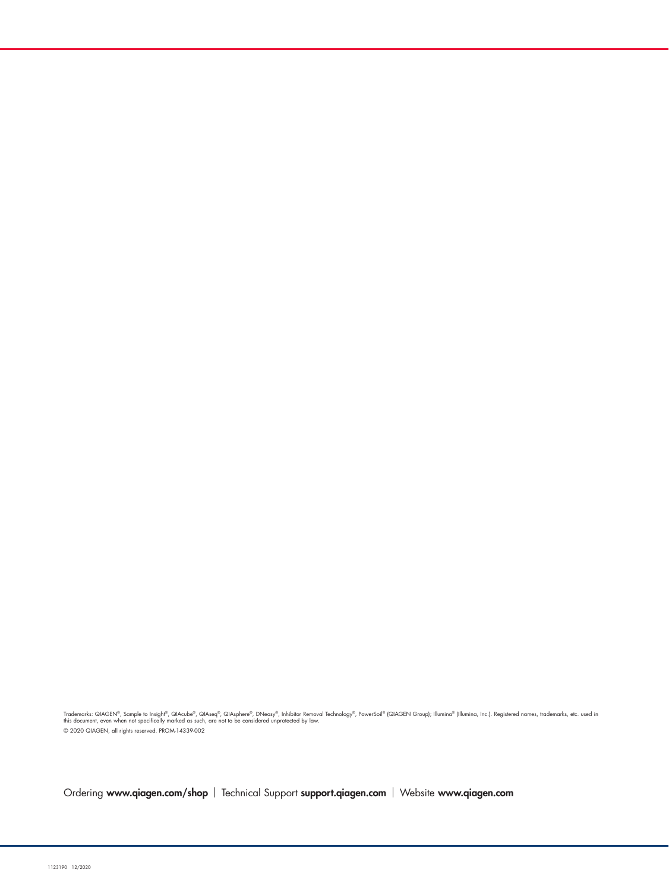Trademarks: QIAGEN®, Sample to Insight®, QIAcube®, QIAseq®, QIAsphere®, DNeasy®, Inhibitor Removal Technology®, PowerSoil® (QIAGEN Group); Illumina® (Illumina, Inc.). Registered names, trademarks, etc. used in this document, even when not specifically marked as such, are not to be considered unprotected by law.

© 2020 QIAGEN, all rights reserved. PROM-14339-002

Ordering **www.qiagen.com/shop** | Technical Support **support.qiagen.com** | Website **www.qiagen.com**

1123190 12/2020